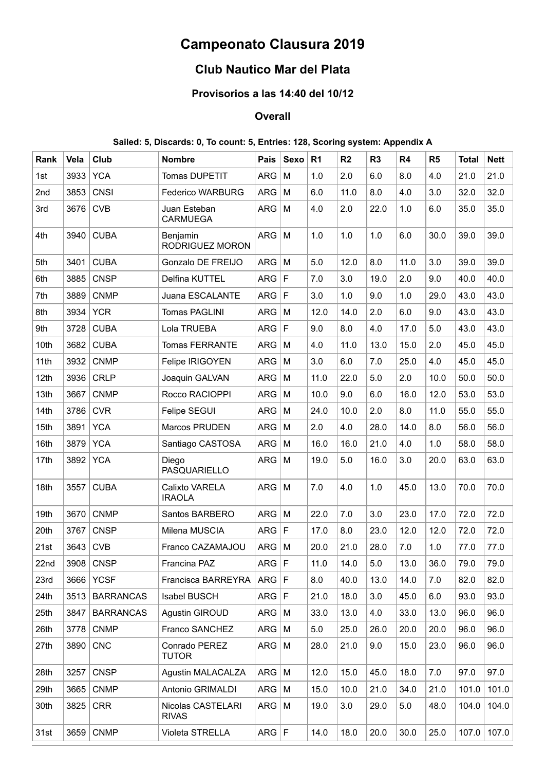# Campeonato Clausura 2019

## Club Nautico Mar del Plata

### Provisorios a las 14:40 del 10/12

### Overall

**Sailed: 5, Discards: 0, To count: 5, Entries: 128, Scoring system: Appendix A**

| Rank | Vela | Club | Nombre | Pais | Sexo | R1 | R2 | R3 | R4 | R5 | Total | Nett |
|---|---|---|---|---|---|---|---|---|---|---|---|---|
| 1st | 3933 | YCA | Tomas DUPETIT | ARG | M | 1.0 | 2.0 | 6.0 | 8.0 | 4.0 | 21.0 | 21.0 |
| 2nd | 3853 | CNSI | Federico WARBURG | ARG | M | 6.0 | 11.0 | 8.0 | 4.0 | 3.0 | 32.0 | 32.0 |
| 3rd | 3676 | CVB | Juan Esteban CARMUEGA | ARG | M | 4.0 | 2.0 | 22.0 | 1.0 | 6.0 | 35.0 | 35.0 |
| 4th | 3940 | CUBA | Benjamin RODRIGUEZ MORON | ARG | M | 1.0 | 1.0 | 1.0 | 6.0 | 30.0 | 39.0 | 39.0 |
| 5th | 3401 | CUBA | Gonzalo DE FREIJO | ARG | M | 5.0 | 12.0 | 8.0 | 11.0 | 3.0 | 39.0 | 39.0 |
| 6th | 3885 | CNSP | Delfina KUTTEL | ARG | F | 7.0 | 3.0 | 19.0 | 2.0 | 9.0 | 40.0 | 40.0 |
| 7th | 3889 | CNMP | Juana ESCALANTE | ARG | F | 3.0 | 1.0 | 9.0 | 1.0 | 29.0 | 43.0 | 43.0 |
| 8th | 3934 | YCR | Tomas PAGLINI | ARG | M | 12.0 | 14.0 | 2.0 | 6.0 | 9.0 | 43.0 | 43.0 |
| 9th | 3728 | CUBA | Lola TRUEBA | ARG | F | 9.0 | 8.0 | 4.0 | 17.0 | 5.0 | 43.0 | 43.0 |
| 10th | 3682 | CUBA | Tomas FERRANTE | ARG | M | 4.0 | 11.0 | 13.0 | 15.0 | 2.0 | 45.0 | 45.0 |
| 11th | 3932 | CNMP | Felipe IRIGOYEN | ARG | M | 3.0 | 6.0 | 7.0 | 25.0 | 4.0 | 45.0 | 45.0 |
| 12th | 3936 | CRLP | Joaquin GALVAN | ARG | M | 11.0 | 22.0 | 5.0 | 2.0 | 10.0 | 50.0 | 50.0 |
| 13th | 3667 | CNMP | Rocco RACIOPPI | ARG | M | 10.0 | 9.0 | 6.0 | 16.0 | 12.0 | 53.0 | 53.0 |
| 14th | 3786 | CVR | Felipe SEGUI | ARG | M | 24.0 | 10.0 | 2.0 | 8.0 | 11.0 | 55.0 | 55.0 |
| 15th | 3891 | YCA | Marcos PRUDEN | ARG | M | 2.0 | 4.0 | 28.0 | 14.0 | 8.0 | 56.0 | 56.0 |
| 16th | 3879 | YCA | Santiago CASTOSA | ARG | M | 16.0 | 16.0 | 21.0 | 4.0 | 1.0 | 58.0 | 58.0 |
| 17th | 3892 | YCA | Diego PASQUARIELLO | ARG | M | 19.0 | 5.0 | 16.0 | 3.0 | 20.0 | 63.0 | 63.0 |
| 18th | 3557 | CUBA | Calixto VARELA IRAOLA | ARG | M | 7.0 | 4.0 | 1.0 | 45.0 | 13.0 | 70.0 | 70.0 |
| 19th | 3670 | CNMP | Santos BARBERO | ARG | M | 22.0 | 7.0 | 3.0 | 23.0 | 17.0 | 72.0 | 72.0 |
| 20th | 3767 | CNSP | Milena MUSCIA | ARG | F | 17.0 | 8.0 | 23.0 | 12.0 | 12.0 | 72.0 | 72.0 |
| 21st | 3643 | CVB | Franco CAZAMAJOU | ARG | M | 20.0 | 21.0 | 28.0 | 7.0 | 1.0 | 77.0 | 77.0 |
| 22nd | 3908 | CNSP | Francina PAZ | ARG | F | 11.0 | 14.0 | 5.0 | 13.0 | 36.0 | 79.0 | 79.0 |
| 23rd | 3666 | YCSF | Francisca BARREYRA | ARG | F | 8.0 | 40.0 | 13.0 | 14.0 | 7.0 | 82.0 | 82.0 |
| 24th | 3513 | BARRANCAS | Isabel BUSCH | ARG | F | 21.0 | 18.0 | 3.0 | 45.0 | 6.0 | 93.0 | 93.0 |
| 25th | 3847 | BARRANCAS | Agustin GIROUD | ARG | M | 33.0 | 13.0 | 4.0 | 33.0 | 13.0 | 96.0 | 96.0 |
| 26th | 3778 | CNMP | Franco SANCHEZ | ARG | M | 5.0 | 25.0 | 26.0 | 20.0 | 20.0 | 96.0 | 96.0 |
| 27th | 3890 | CNC | Conrado PEREZ TUTOR | ARG | M | 28.0 | 21.0 | 9.0 | 15.0 | 23.0 | 96.0 | 96.0 |
| 28th | 3257 | CNSP | Agustin MALACALZA | ARG | M | 12.0 | 15.0 | 45.0 | 18.0 | 7.0 | 97.0 | 97.0 |
| 29th | 3665 | CNMP | Antonio GRIMALDI | ARG | M | 15.0 | 10.0 | 21.0 | 34.0 | 21.0 | 101.0 | 101.0 |
| 30th | 3825 | CRR | Nicolas CASTELARI RIVAS | ARG | M | 19.0 | 3.0 | 29.0 | 5.0 | 48.0 | 104.0 | 104.0 |
| 31st | 3659 | CNMP | Violeta STRELLA | ARG | F | 14.0 | 18.0 | 20.0 | 30.0 | 25.0 | 107.0 | 107.0 |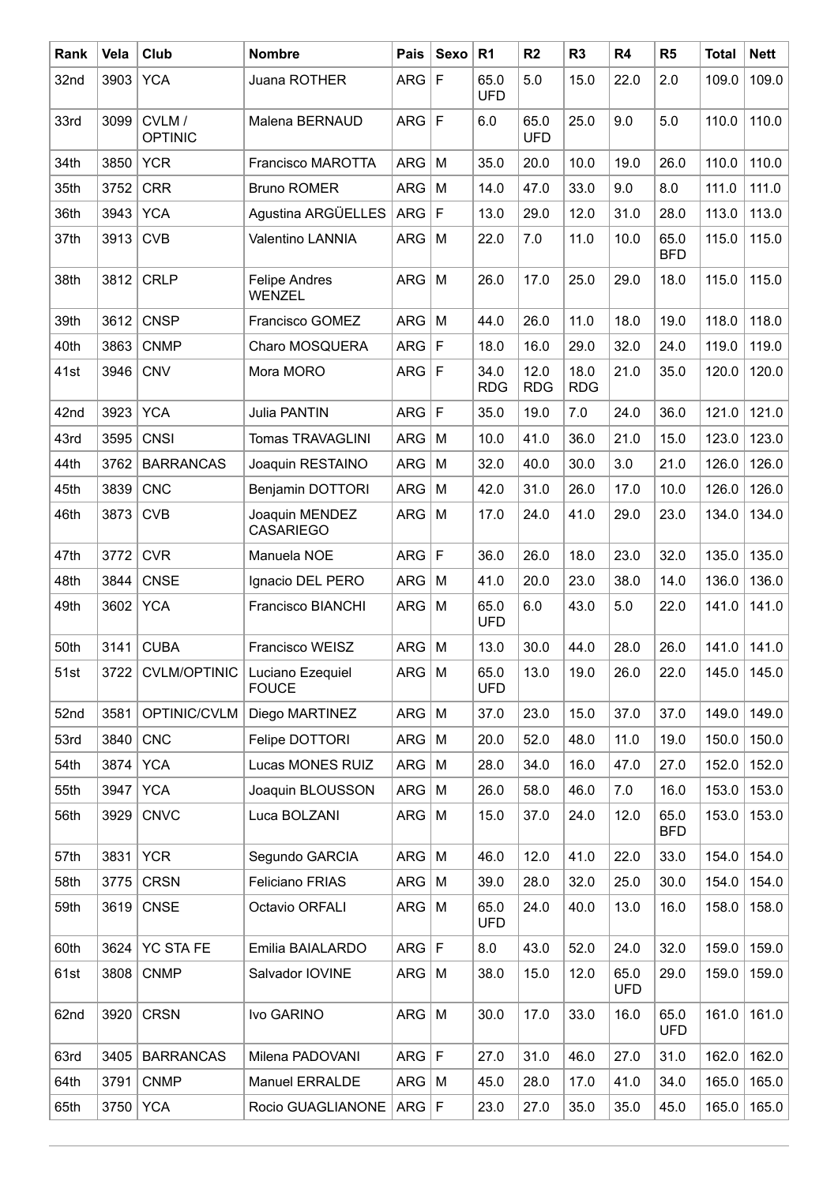| Rank | Vela | Club | Nombre | Pais | Sexo | R1 | R2 | R3 | R4 | R5 | Total | Nett |
|---|---|---|---|---|---|---|---|---|---|---|---|---|
| 32nd | 3903 | YCA | Juana ROTHER | ARG | F | 65.0 UFD | 5.0 | 15.0 | 22.0 | 2.0 | 109.0 | 109.0 |
| 33rd | 3099 | CVLM / OPTINIC | Malena BERNAUD | ARG | F | 6.0 | 65.0 UFD | 25.0 | 9.0 | 5.0 | 110.0 | 110.0 |
| 34th | 3850 | YCR | Francisco MAROTTA | ARG | M | 35.0 | 20.0 | 10.0 | 19.0 | 26.0 | 110.0 | 110.0 |
| 35th | 3752 | CRR | Bruno ROMER | ARG | M | 14.0 | 47.0 | 33.0 | 9.0 | 8.0 | 111.0 | 111.0 |
| 36th | 3943 | YCA | Agustina ARGÜELLES | ARG | F | 13.0 | 29.0 | 12.0 | 31.0 | 28.0 | 113.0 | 113.0 |
| 37th | 3913 | CVB | Valentino LANNIA | ARG | M | 22.0 | 7.0 | 11.0 | 10.0 | 65.0 BFD | 115.0 | 115.0 |
| 38th | 3812 | CRLP | Felipe Andres WENZEL | ARG | M | 26.0 | 17.0 | 25.0 | 29.0 | 18.0 | 115.0 | 115.0 |
| 39th | 3612 | CNSP | Francisco GOMEZ | ARG | M | 44.0 | 26.0 | 11.0 | 18.0 | 19.0 | 118.0 | 118.0 |
| 40th | 3863 | CNMP | Charo MOSQUERA | ARG | F | 18.0 | 16.0 | 29.0 | 32.0 | 24.0 | 119.0 | 119.0 |
| 41st | 3946 | CNV | Mora MORO | ARG | F | 34.0 RDG | 12.0 RDG | 18.0 RDG | 21.0 | 35.0 | 120.0 | 120.0 |
| 42nd | 3923 | YCA | Julia PANTIN | ARG | F | 35.0 | 19.0 | 7.0 | 24.0 | 36.0 | 121.0 | 121.0 |
| 43rd | 3595 | CNSI | Tomas TRAVAGLINI | ARG | M | 10.0 | 41.0 | 36.0 | 21.0 | 15.0 | 123.0 | 123.0 |
| 44th | 3762 | BARRANCAS | Joaquin RESTAINO | ARG | M | 32.0 | 40.0 | 30.0 | 3.0 | 21.0 | 126.0 | 126.0 |
| 45th | 3839 | CNC | Benjamin DOTTORI | ARG | M | 42.0 | 31.0 | 26.0 | 17.0 | 10.0 | 126.0 | 126.0 |
| 46th | 3873 | CVB | Joaquin MENDEZ CASARIEGO | ARG | M | 17.0 | 24.0 | 41.0 | 29.0 | 23.0 | 134.0 | 134.0 |
| 47th | 3772 | CVR | Manuela NOE | ARG | F | 36.0 | 26.0 | 18.0 | 23.0 | 32.0 | 135.0 | 135.0 |
| 48th | 3844 | CNSE | Ignacio DEL PERO | ARG | M | 41.0 | 20.0 | 23.0 | 38.0 | 14.0 | 136.0 | 136.0 |
| 49th | 3602 | YCA | Francisco BIANCHI | ARG | M | 65.0 UFD | 6.0 | 43.0 | 5.0 | 22.0 | 141.0 | 141.0 |
| 50th | 3141 | CUBA | Francisco WEISZ | ARG | M | 13.0 | 30.0 | 44.0 | 28.0 | 26.0 | 141.0 | 141.0 |
| 51st | 3722 | CVLM/OPTINIC | Luciano Ezequiel FOUCE | ARG | M | 65.0 UFD | 13.0 | 19.0 | 26.0 | 22.0 | 145.0 | 145.0 |
| 52nd | 3581 | OPTINIC/CVLM | Diego MARTINEZ | ARG | M | 37.0 | 23.0 | 15.0 | 37.0 | 37.0 | 149.0 | 149.0 |
| 53rd | 3840 | CNC | Felipe DOTTORI | ARG | M | 20.0 | 52.0 | 48.0 | 11.0 | 19.0 | 150.0 | 150.0 |
| 54th | 3874 | YCA | Lucas MONES RUIZ | ARG | M | 28.0 | 34.0 | 16.0 | 47.0 | 27.0 | 152.0 | 152.0 |
| 55th | 3947 | YCA | Joaquin BLOUSSON | ARG | M | 26.0 | 58.0 | 46.0 | 7.0 | 16.0 | 153.0 | 153.0 |
| 56th | 3929 | CNVC | Luca BOLZANI | ARG | M | 15.0 | 37.0 | 24.0 | 12.0 | 65.0 BFD | 153.0 | 153.0 |
| 57th | 3831 | YCR | Segundo GARCIA | ARG | M | 46.0 | 12.0 | 41.0 | 22.0 | 33.0 | 154.0 | 154.0 |
| 58th | 3775 | CRSN | Feliciano FRIAS | ARG | M | 39.0 | 28.0 | 32.0 | 25.0 | 30.0 | 154.0 | 154.0 |
| 59th | 3619 | CNSE | Octavio ORFALI | ARG | M | 65.0 UFD | 24.0 | 40.0 | 13.0 | 16.0 | 158.0 | 158.0 |
| 60th | 3624 | YC STA FE | Emilia BAIALARDO | ARG | F | 8.0 | 43.0 | 52.0 | 24.0 | 32.0 | 159.0 | 159.0 |
| 61st | 3808 | CNMP | Salvador IOVINE | ARG | M | 38.0 | 15.0 | 12.0 | 65.0 UFD | 29.0 | 159.0 | 159.0 |
| 62nd | 3920 | CRSN | Ivo GARINO | ARG | M | 30.0 | 17.0 | 33.0 | 16.0 | 65.0 UFD | 161.0 | 161.0 |
| 63rd | 3405 | BARRANCAS | Milena PADOVANI | ARG | F | 27.0 | 31.0 | 46.0 | 27.0 | 31.0 | 162.0 | 162.0 |
| 64th | 3791 | CNMP | Manuel ERRALDE | ARG | M | 45.0 | 28.0 | 17.0 | 41.0 | 34.0 | 165.0 | 165.0 |
| 65th | 3750 | YCA | Rocio GUAGLIANONE | ARG | F | 23.0 | 27.0 | 35.0 | 35.0 | 45.0 | 165.0 | 165.0 |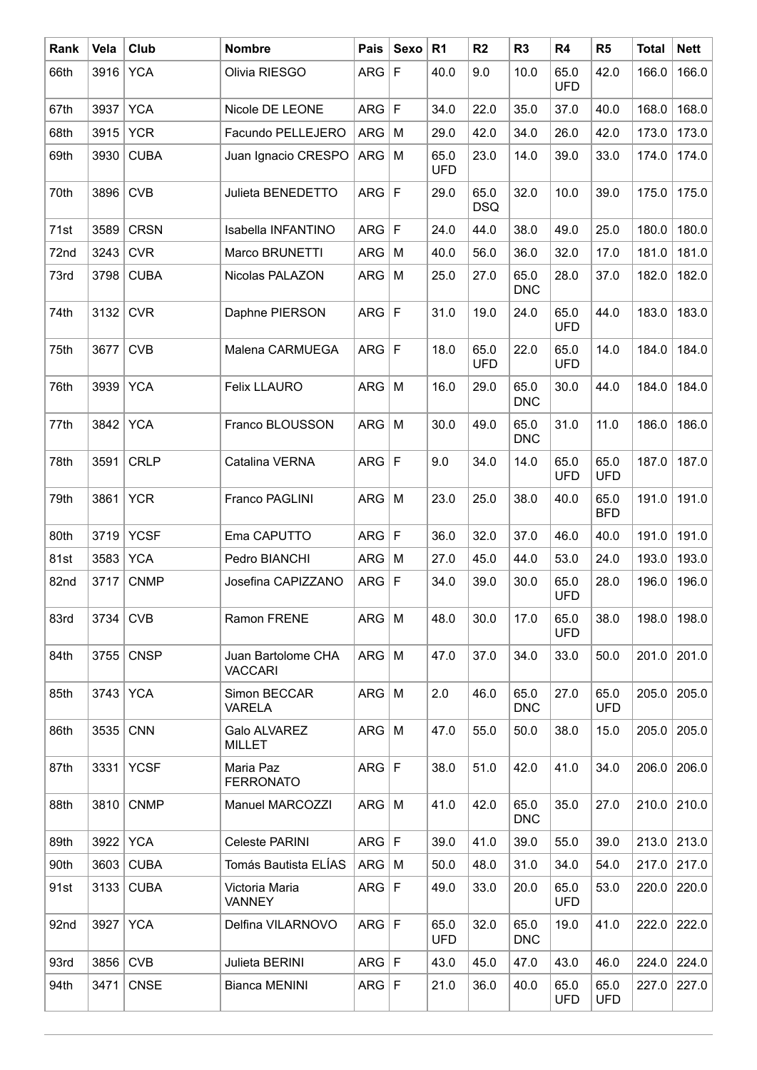| Rank | Vela | Club | Nombre | Pais | Sexo | R1 | R2 | R3 | R4 | R5 | Total | Nett |
|---|---|---|---|---|---|---|---|---|---|---|---|---|
| 66th | 3916 | YCA | Olivia RIESGO | ARG | F | 40.0 | 9.0 | 10.0 | 65.0 UFD | 42.0 | 166.0 | 166.0 |
| 67th | 3937 | YCA | Nicole DE LEONE | ARG | F | 34.0 | 22.0 | 35.0 | 37.0 | 40.0 | 168.0 | 168.0 |
| 68th | 3915 | YCR | Facundo PELLEJERO | ARG | M | 29.0 | 42.0 | 34.0 | 26.0 | 42.0 | 173.0 | 173.0 |
| 69th | 3930 | CUBA | Juan Ignacio CRESPO | ARG | M | 65.0 UFD | 23.0 | 14.0 | 39.0 | 33.0 | 174.0 | 174.0 |
| 70th | 3896 | CVB | Julieta BENEDETTO | ARG | F | 29.0 | 65.0 DSQ | 32.0 | 10.0 | 39.0 | 175.0 | 175.0 |
| 71st | 3589 | CRSN | Isabella INFANTINO | ARG | F | 24.0 | 44.0 | 38.0 | 49.0 | 25.0 | 180.0 | 180.0 |
| 72nd | 3243 | CVR | Marco BRUNETTI | ARG | M | 40.0 | 56.0 | 36.0 | 32.0 | 17.0 | 181.0 | 181.0 |
| 73rd | 3798 | CUBA | Nicolas PALAZON | ARG | M | 25.0 | 27.0 | 65.0 DNC | 28.0 | 37.0 | 182.0 | 182.0 |
| 74th | 3132 | CVR | Daphne PIERSON | ARG | F | 31.0 | 19.0 | 24.0 | 65.0 UFD | 44.0 | 183.0 | 183.0 |
| 75th | 3677 | CVB | Malena CARMUEGA | ARG | F | 18.0 | 65.0 UFD | 22.0 | 65.0 UFD | 14.0 | 184.0 | 184.0 |
| 76th | 3939 | YCA | Felix LLAURO | ARG | M | 16.0 | 29.0 | 65.0 DNC | 30.0 | 44.0 | 184.0 | 184.0 |
| 77th | 3842 | YCA | Franco BLOUSSON | ARG | M | 30.0 | 49.0 | 65.0 DNC | 31.0 | 11.0 | 186.0 | 186.0 |
| 78th | 3591 | CRLP | Catalina VERNA | ARG | F | 9.0 | 34.0 | 14.0 | 65.0 UFD | 65.0 UFD | 187.0 | 187.0 |
| 79th | 3861 | YCR | Franco PAGLINI | ARG | M | 23.0 | 25.0 | 38.0 | 40.0 | 65.0 BFD | 191.0 | 191.0 |
| 80th | 3719 | YCSF | Ema CAPUTTO | ARG | F | 36.0 | 32.0 | 37.0 | 46.0 | 40.0 | 191.0 | 191.0 |
| 81st | 3583 | YCA | Pedro BIANCHI | ARG | M | 27.0 | 45.0 | 44.0 | 53.0 | 24.0 | 193.0 | 193.0 |
| 82nd | 3717 | CNMP | Josefina CAPIZZANO | ARG | F | 34.0 | 39.0 | 30.0 | 65.0 UFD | 28.0 | 196.0 | 196.0 |
| 83rd | 3734 | CVB | Ramon FRENE | ARG | M | 48.0 | 30.0 | 17.0 | 65.0 UFD | 38.0 | 198.0 | 198.0 |
| 84th | 3755 | CNSP | Juan Bartolome CHA VACCARI | ARG | M | 47.0 | 37.0 | 34.0 | 33.0 | 50.0 | 201.0 | 201.0 |
| 85th | 3743 | YCA | Simon BECCAR VARELA | ARG | M | 2.0 | 46.0 | 65.0 DNC | 27.0 | 65.0 UFD | 205.0 | 205.0 |
| 86th | 3535 | CNN | Galo ALVAREZ MILLET | ARG | M | 47.0 | 55.0 | 50.0 | 38.0 | 15.0 | 205.0 | 205.0 |
| 87th | 3331 | YCSF | Maria Paz FERRONATO | ARG | F | 38.0 | 51.0 | 42.0 | 41.0 | 34.0 | 206.0 | 206.0 |
| 88th | 3810 | CNMP | Manuel MARCOZZI | ARG | M | 41.0 | 42.0 | 65.0 DNC | 35.0 | 27.0 | 210.0 | 210.0 |
| 89th | 3922 | YCA | Celeste PARINI | ARG | F | 39.0 | 41.0 | 39.0 | 55.0 | 39.0 | 213.0 | 213.0 |
| 90th | 3603 | CUBA | Tomás Bautista ELÍAS | ARG | M | 50.0 | 48.0 | 31.0 | 34.0 | 54.0 | 217.0 | 217.0 |
| 91st | 3133 | CUBA | Victoria Maria VANNEY | ARG | F | 49.0 | 33.0 | 20.0 | 65.0 UFD | 53.0 | 220.0 | 220.0 |
| 92nd | 3927 | YCA | Delfina VILARNOVO | ARG | F | 65.0 UFD | 32.0 | 65.0 DNC | 19.0 | 41.0 | 222.0 | 222.0 |
| 93rd | 3856 | CVB | Julieta BERINI | ARG | F | 43.0 | 45.0 | 47.0 | 43.0 | 46.0 | 224.0 | 224.0 |
| 94th | 3471 | CNSE | Bianca MENINI | ARG | F | 21.0 | 36.0 | 40.0 | 65.0 UFD | 65.0 UFD | 227.0 | 227.0 |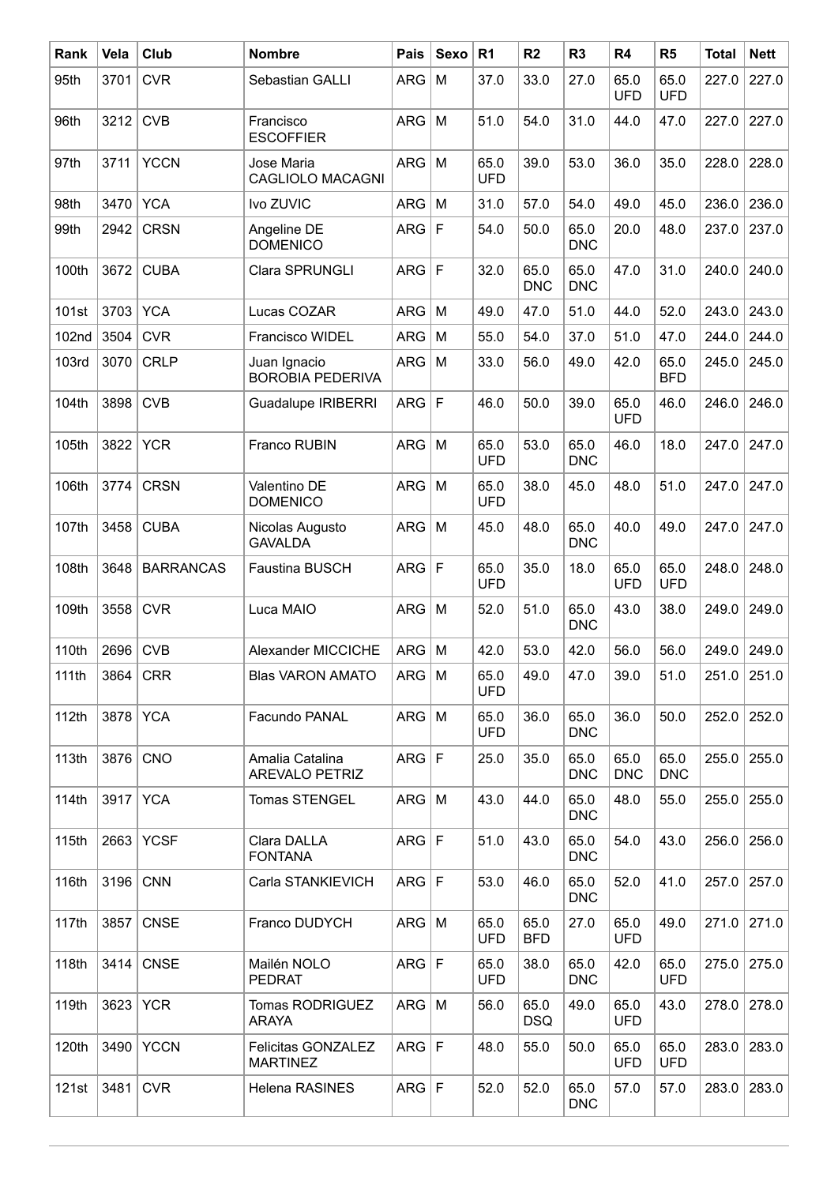| Rank | Vela | Club | Nombre | Pais | Sexo | R1 | R2 | R3 | R4 | R5 | Total | Nett |
|---|---|---|---|---|---|---|---|---|---|---|---|---|
| 95th | 3701 | CVR | Sebastian GALLI | ARG | M | 37.0 | 33.0 | 27.0 | 65.0 UFD | 65.0 UFD | 227.0 | 227.0 |
| 96th | 3212 | CVB | Francisco ESCOFFIER | ARG | M | 51.0 | 54.0 | 31.0 | 44.0 | 47.0 | 227.0 | 227.0 |
| 97th | 3711 | YCCN | Jose Maria CAGLIOLO MACAGNI | ARG | M | 65.0 UFD | 39.0 | 53.0 | 36.0 | 35.0 | 228.0 | 228.0 |
| 98th | 3470 | YCA | Ivo ZUVIC | ARG | M | 31.0 | 57.0 | 54.0 | 49.0 | 45.0 | 236.0 | 236.0 |
| 99th | 2942 | CRSN | Angeline DE DOMENICO | ARG | F | 54.0 | 50.0 | 65.0 DNC | 20.0 | 48.0 | 237.0 | 237.0 |
| 100th | 3672 | CUBA | Clara SPRUNGLI | ARG | F | 32.0 | 65.0 DNC | 65.0 DNC | 47.0 | 31.0 | 240.0 | 240.0 |
| 101st | 3703 | YCA | Lucas COZAR | ARG | M | 49.0 | 47.0 | 51.0 | 44.0 | 52.0 | 243.0 | 243.0 |
| 102nd | 3504 | CVR | Francisco WIDEL | ARG | M | 55.0 | 54.0 | 37.0 | 51.0 | 47.0 | 244.0 | 244.0 |
| 103rd | 3070 | CRLP | Juan Ignacio BOROBIA PEDERIVA | ARG | M | 33.0 | 56.0 | 49.0 | 42.0 | 65.0 BFD | 245.0 | 245.0 |
| 104th | 3898 | CVB | Guadalupe IRIBERRI | ARG | F | 46.0 | 50.0 | 39.0 | 65.0 UFD | 46.0 | 246.0 | 246.0 |
| 105th | 3822 | YCR | Franco RUBIN | ARG | M | 65.0 UFD | 53.0 | 65.0 DNC | 46.0 | 18.0 | 247.0 | 247.0 |
| 106th | 3774 | CRSN | Valentino DE DOMENICO | ARG | M | 65.0 UFD | 38.0 | 45.0 | 48.0 | 51.0 | 247.0 | 247.0 |
| 107th | 3458 | CUBA | Nicolas Augusto GAVALDA | ARG | M | 45.0 | 48.0 | 65.0 DNC | 40.0 | 49.0 | 247.0 | 247.0 |
| 108th | 3648 | BARRANCAS | Faustina BUSCH | ARG | F | 65.0 UFD | 35.0 | 18.0 | 65.0 UFD | 65.0 UFD | 248.0 | 248.0 |
| 109th | 3558 | CVR | Luca MAIO | ARG | M | 52.0 | 51.0 | 65.0 DNC | 43.0 | 38.0 | 249.0 | 249.0 |
| 110th | 2696 | CVB | Alexander MICCICHE | ARG | M | 42.0 | 53.0 | 42.0 | 56.0 | 56.0 | 249.0 | 249.0 |
| 111th | 3864 | CRR | Blas VARON AMATO | ARG | M | 65.0 UFD | 49.0 | 47.0 | 39.0 | 51.0 | 251.0 | 251.0 |
| 112th | 3878 | YCA | Facundo PANAL | ARG | M | 65.0 UFD | 36.0 | 65.0 DNC | 36.0 | 50.0 | 252.0 | 252.0 |
| 113th | 3876 | CNO | Amalia Catalina AREVALO PETRIZ | ARG | F | 25.0 | 35.0 | 65.0 DNC | 65.0 DNC | 65.0 DNC | 255.0 | 255.0 |
| 114th | 3917 | YCA | Tomas STENGEL | ARG | M | 43.0 | 44.0 | 65.0 DNC | 48.0 | 55.0 | 255.0 | 255.0 |
| 115th | 2663 | YCSF | Clara DALLA FONTANA | ARG | F | 51.0 | 43.0 | 65.0 DNC | 54.0 | 43.0 | 256.0 | 256.0 |
| 116th | 3196 | CNN | Carla STANKIEVICH | ARG | F | 53.0 | 46.0 | 65.0 DNC | 52.0 | 41.0 | 257.0 | 257.0 |
| 117th | 3857 | CNSE | Franco DUDYCH | ARG | M | 65.0 UFD | 65.0 BFD | 27.0 | 65.0 UFD | 49.0 | 271.0 | 271.0 |
| 118th | 3414 | CNSE | Mailén NOLO PEDRAT | ARG | F | 65.0 UFD | 38.0 | 65.0 DNC | 42.0 | 65.0 UFD | 275.0 | 275.0 |
| 119th | 3623 | YCR | Tomas RODRIGUEZ ARAYA | ARG | M | 56.0 | 65.0 DSQ | 49.0 | 65.0 UFD | 43.0 | 278.0 | 278.0 |
| 120th | 3490 | YCCN | Felicitas GONZALEZ MARTINEZ | ARG | F | 48.0 | 55.0 | 50.0 | 65.0 UFD | 65.0 UFD | 283.0 | 283.0 |
| 121st | 3481 | CVR | Helena RASINES | ARG | F | 52.0 | 52.0 | 65.0 DNC | 57.0 | 57.0 | 283.0 | 283.0 |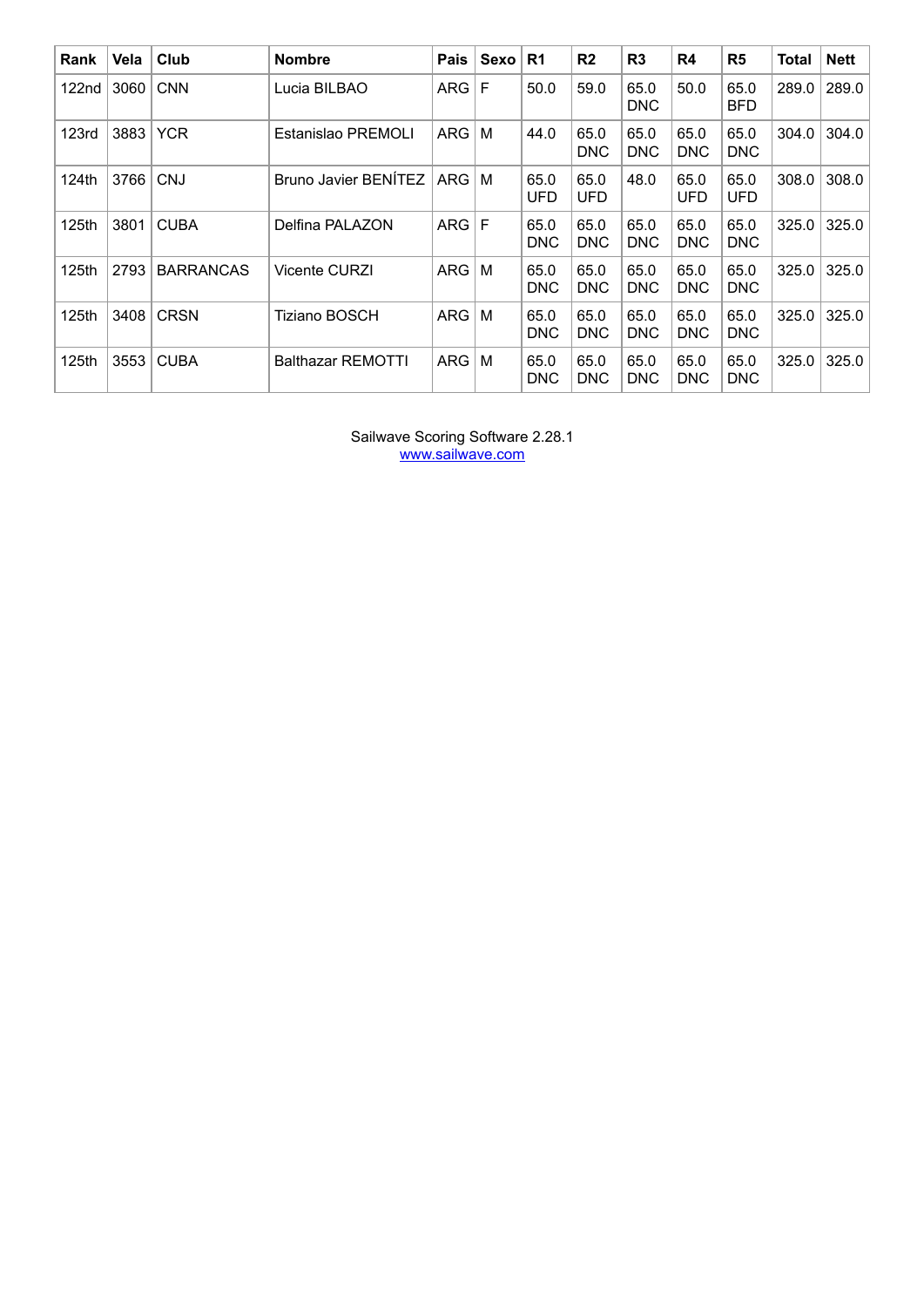| Rank | Vela | Club | Nombre | Pais | Sexo | R1 | R2 | R3 | R4 | R5 | Total | Nett |
|---|---|---|---|---|---|---|---|---|---|---|---|---|
| 122nd | 3060 | CNN | Lucia BILBAO | ARG | F | 50.0 | 59.0 | 65.0 DNC | 50.0 | 65.0 BFD | 289.0 | 289.0 |
| 123rd | 3883 | YCR | Estanislao PREMOLI | ARG | M | 44.0 | 65.0 DNC | 65.0 DNC | 65.0 DNC | 65.0 DNC | 304.0 | 304.0 |
| 124th | 3766 | CNJ | Bruno Javier BENÍTEZ | ARG | M | 65.0 UFD | 65.0 UFD | 48.0 | 65.0 UFD | 65.0 UFD | 308.0 | 308.0 |
| 125th | 3801 | CUBA | Delfina PALAZON | ARG | F | 65.0 DNC | 65.0 DNC | 65.0 DNC | 65.0 DNC | 65.0 DNC | 325.0 | 325.0 |
| 125th | 2793 | BARRANCAS | Vicente CURZI | ARG | M | 65.0 DNC | 65.0 DNC | 65.0 DNC | 65.0 DNC | 65.0 DNC | 325.0 | 325.0 |
| 125th | 3408 | CRSN | Tiziano BOSCH | ARG | M | 65.0 DNC | 65.0 DNC | 65.0 DNC | 65.0 DNC | 65.0 DNC | 325.0 | 325.0 |
| 125th | 3553 | CUBA | Balthazar REMOTTI | ARG | M | 65.0 DNC | 65.0 DNC | 65.0 DNC | 65.0 DNC | 65.0 DNC | 325.0 | 325.0 |

Sailwave Scoring Software 2.28.1
www.sailwave.com